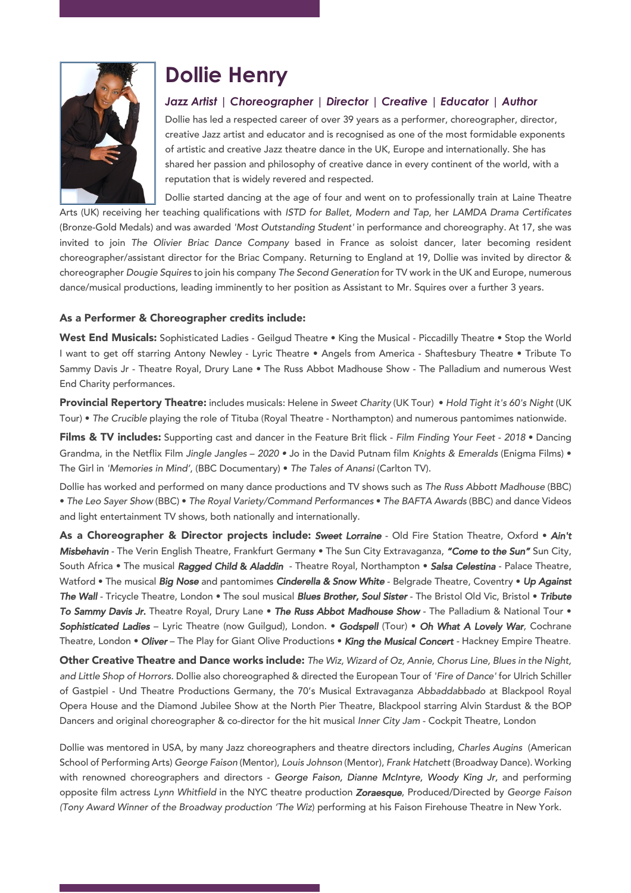# Dollie Henry

### *Jazz Artist | Choreographer | Director | Creative | Educator | Author*

Dollie has led a respected career of over 39 years as a performer, choreographer, director, creative Jazz artist and educator and is recognised as one of the most formidable exponents of artistic and creative Jazz theatre dance in the UK, Europe and internationally. She has shared her passion and philosophy of creative dance in every continent of the world, with a reputation that is widely revered and respected.

Dollie started dancing at the age of four and went on to professionally train at Laine Theatre Arts (UK) receiving her teaching qualifications with *ISTD for Ballet, Modern and Tap*, her *LAMDA Drama Certificates* (Bronze-Gold Medals) and was awarded *'Most Outstanding Student'* in performance and choreography. At 17, she was invited to join *The Olivier Briac Dance Company* based in France as soloist dancer, later becoming resident choreographer/assistant director for the Briac Company. Returning to England at 19, Dollie was invited by director & choreographer *Dougie Squires* to join his company *The Second Generation* for TV work in the UK and Europe, numerous dance/musical productions, leading imminently to her position as Assistant to Mr. Squires over a further 3 years.

**As a Performer & Choreographer credits include:**

**West End Musicals:** Sophisticated Ladies - Geilgud Theatre • King the Musical - Piccadilly Theatre • Stop the World I want to get off starring Antony Newley - Lyric Theatre • Angels from America - Shaftesbury Theatre • Tribute To Sammy Davis Jr - Theatre Royal, Drury Lane • The Russ Abbot Madhouse Show - The Palladium and numerous West End Charity performances.

**Provincial Repertory Theatre:** includes musicals: Helene in *Sweet Charity* (UK Tour) • *Hold Tight it's 60's Night* (UK Tour) • *The Crucible* playing the role of Tituba (Royal Theatre - Northampton) and numerous pantomimes nationwide.

**Films & TV includes:** Supporting cast and dancer in the Feature Brit flick - *Film Finding Your Feet - 2018* • Dancing Grandma, in the Netflix Film *Jingle Jangles – 2020* • Jo in the David Putnam film *Knights & Emeralds* (Enigma Films) • The Girl in *'Memories in Mind'*, (BBC Documentary) • *The Tales of Anansi* (Carlton TV).

Dollie has worked and performed on many dance productions and TV shows such as *The Russ Abbott Madhouse* (BBC) • *The Leo Sayer Show* (BBC) • *The Royal Variety/Command Performances* • *The BAFTA Awards* (BBC) and dance Videos and light entertainment TV shows, both nationally and internationally.

**As a Choreographer & Director projects include:** ***Sweet Lorraine*** - Old Fire Station Theatre, Oxford • ***Ain't Misbehavin*** - The Verin English Theatre, Frankfurt Germany • The Sun City Extravaganza, ***"Come to the Sun"*** Sun City, South Africa • The musical ***Ragged Child & Aladdin*** - Theatre Royal, Northampton • ***Salsa Celestina*** - Palace Theatre, Watford • The musical ***Big Nose*** and pantomimes ***Cinderella & Snow White*** - Belgrade Theatre, Coventry • ***Up Against The Wall*** - Tricycle Theatre, London • The soul musical ***Blues Brother, Soul Sister*** - The Bristol Old Vic, Bristol • ***Tribute To Sammy Davis Jr.*** Theatre Royal, Drury Lane • ***The Russ Abbot Madhouse Show*** - The Palladium & National Tour • ***Sophisticated Ladies*** – Lyric Theatre (now Guilgud), London. • ***Godspell*** (Tour) • ***Oh What A Lovely War***, Cochrane Theatre, London • ***Oliver*** – The Play for Giant Olive Productions • ***King the Musical Concert*** - Hackney Empire Theatre.

**Other Creative Theatre and Dance works include:** *The Wiz, Wizard of Oz, Annie, Chorus Line, Blues in the Night, and Little Shop of Horrors*. Dollie also choreographed & directed the European Tour of *'Fire of Dance'* for Ulrich Schiller of Gastpiel - Und Theatre Productions Germany, the 70's Musical Extravaganza *Abbaddabbado* at Blackpool Royal Opera House and the Diamond Jubilee Show at the North Pier Theatre, Blackpool starring Alvin Stardust & the BOP Dancers and original choreographer & co-director for the hit musical *Inner City Jam* - Cockpit Theatre, London

Dollie was mentored in USA, by many Jazz choreographers and theatre directors including, *Charles Augins* (American School of Performing Arts) *George Faison* (Mentor), *Louis Johnson* (Mentor), *Frank Hatchett* (Broadway Dance). Working with renowned choreographers and directors - *George Faison, Dianne McIntyre, Woody King Jr,* and performing opposite film actress *Lynn Whitfield* in the NYC theatre production ***Zoraesque***, Produced/Directed by *George Faison (Tony Award Winner of the Broadway production 'The Wiz*) performing at his Faison Firehouse Theatre in New York.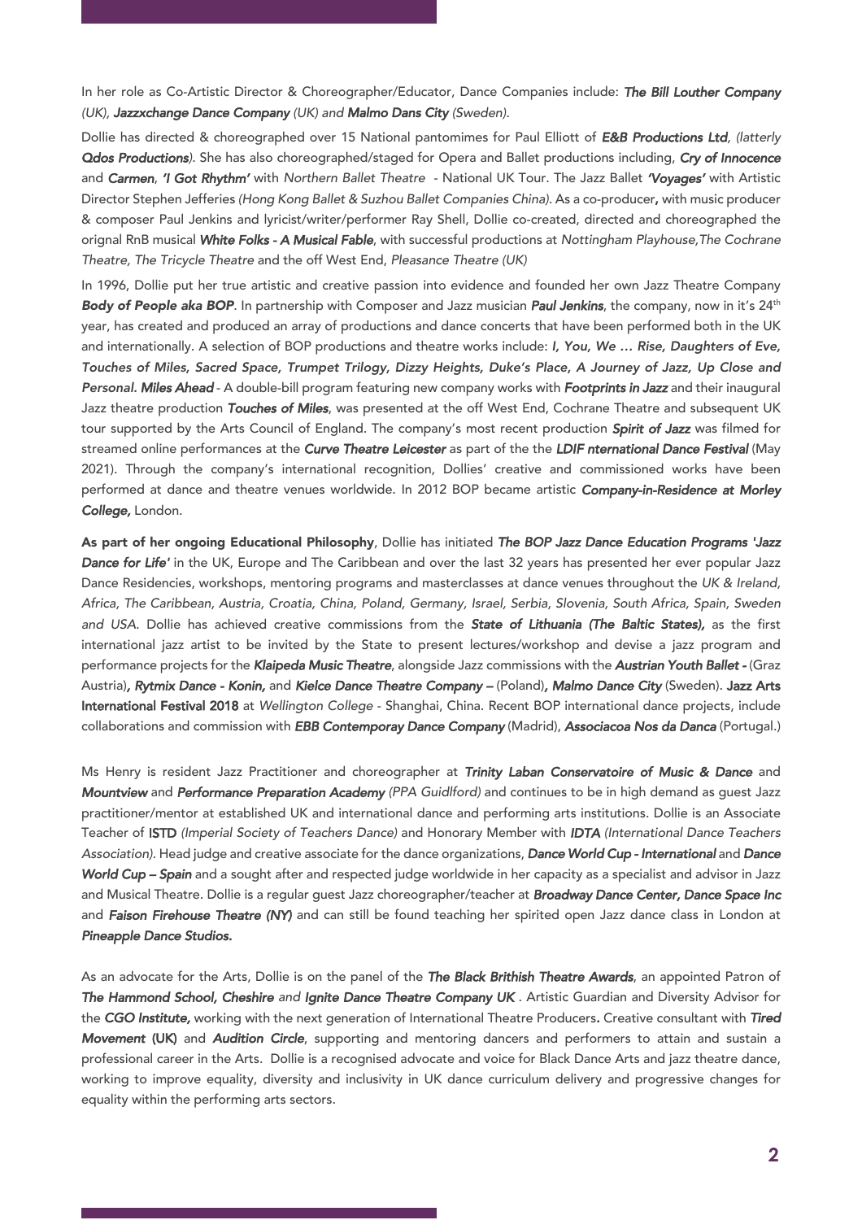In her role as Co-Artistic Director & Choreographer/Educator, Dance Companies include: ***The Bill Louther Company*** *(UK)*, ***Jazzxchange Dance Company*** *(UK) and* ***Malmo Dans City*** *(Sweden).*

Dollie has directed & choreographed over 15 National pantomimes for Paul Elliott of ***E&B Productions Ltd****, (latterly* ***Qdos Productions****).* She has also choreographed/staged for Opera and Ballet productions including, ***Cry of Innocence*** and ***Carmen***, ***'I Got Rhythm'*** with *Northern Ballet Theatre* - National UK Tour. The Jazz Ballet ***'Voyages'*** with Artistic Director Stephen Jefferies *(Hong Kong Ballet & Suzhou Ballet Companies China).* As a co-producer**,** with music producer & composer Paul Jenkins and lyricist/writer/performer Ray Shell, Dollie co-created, directed and choreographed the orignal RnB musical ***White Folks - A Musical Fable***, with successful productions at *Nottingham Playhouse,The Cochrane Theatre, The Tricycle Theatre* and the off West End, *Pleasance Theatre (UK)*

In 1996, Dollie put her true artistic and creative passion into evidence and founded her own Jazz Theatre Company ***Body of People aka BOP***. In partnership with Composer and Jazz musician ***Paul Jenkins***, the company, now in it's 24th year, has created and produced an array of productions and dance concerts that have been performed both in the UK and internationally. A selection of BOP productions and theatre works include: ***I, You, We … Rise, Daughters of Eve, Touches of Miles, Sacred Space, Trumpet Trilogy, Dizzy Heights, Duke's Place, A Journey of Jazz, Up Close and Personal. Miles Ahead*** - A double-bill program featuring new company works with ***Footprints in Jazz*** and their inaugural Jazz theatre production ***Touches of Miles***, was presented at the off West End, Cochrane Theatre and subsequent UK tour supported by the Arts Council of England. The company's most recent production ***Spirit of Jazz*** was filmed for streamed online performances at the ***Curve Theatre Leicester*** as part of the the ***LDIF nternational Dance Festival*** (May 2021). Through the company's international recognition, Dollies' creative and commissioned works have been performed at dance and theatre venues worldwide. In 2012 BOP became artistic ***Company-in-Residence at Morley College,*** London.

**As part of her ongoing Educational Philosophy**, Dollie has initiated ***The BOP Jazz Dance Education Programs 'Jazz Dance for Life'*** in the UK, Europe and The Caribbean and over the last 32 years has presented her ever popular Jazz Dance Residencies, workshops, mentoring programs and masterclasses at dance venues throughout the *UK & Ireland, Africa, The Caribbean, Austria, Croatia, China, Poland, Germany, Israel, Serbia, Slovenia, South Africa, Spain, Sweden and USA.* Dollie has achieved creative commissions from the ***State of Lithuania (The Baltic States),*** as the first international jazz artist to be invited by the State to present lectures/workshop and devise a jazz program and performance projects for the ***Klaipeda Music Theatre***, alongside Jazz commissions with the ***Austrian Youth Ballet -*** (Graz Austria)***, Rytmix Dance - Konin,*** and ***Kielce Dance Theatre Company –*** (Poland)***, Malmo Dance City*** (Sweden). **Jazz Arts International Festival 2018** at *Wellington College* - Shanghai, China. Recent BOP international dance projects, include collaborations and commission with ***EBB Contemporay Dance Company*** (Madrid), ***Associacoa Nos da Danca*** (Portugal.)

Ms Henry is resident Jazz Practitioner and choreographer at ***Trinity Laban Conservatoire of Music & Dance*** and ***Mountview*** and ***Performance Preparation Academy*** *(PPA Guidlford)* and continues to be in high demand as guest Jazz practitioner/mentor at established UK and international dance and performing arts institutions. Dollie is an Associate Teacher of **ISTD** *(Imperial Society of Teachers Dance)* and Honorary Member with ***IDTA*** *(International Dance Teachers Association).* Head judge and creative associate for the dance organizations, ***Dance World Cup - International*** and ***Dance World Cup – Spain*** and a sought after and respected judge worldwide in her capacity as a specialist and advisor in Jazz and Musical Theatre. Dollie is a regular guest Jazz choreographer/teacher at ***Broadway Dance Center, Dance Space Inc*** and ***Faison Firehouse Theatre (NY)*** and can still be found teaching her spirited open Jazz dance class in London at ***Pineapple Dance Studios.***

As an advocate for the Arts, Dollie is on the panel of the ***The Black Brithish Theatre Awards***, an appointed Patron of ***The Hammond School, Cheshire*** *and* ***Ignite Dance Theatre Company UK*** . Artistic Guardian and Diversity Advisor for the ***CGO Institute,*** working with the next generation of International Theatre Producers**.** Creative consultant with ***Tired Movement*** **(UK)** and ***Audition Circle***, supporting and mentoring dancers and performers to attain and sustain a professional career in the Arts. Dollie is a recognised advocate and voice for Black Dance Arts and jazz theatre dance, working to improve equality, diversity and inclusivity in UK dance curriculum delivery and progressive changes for equality within the performing arts sectors.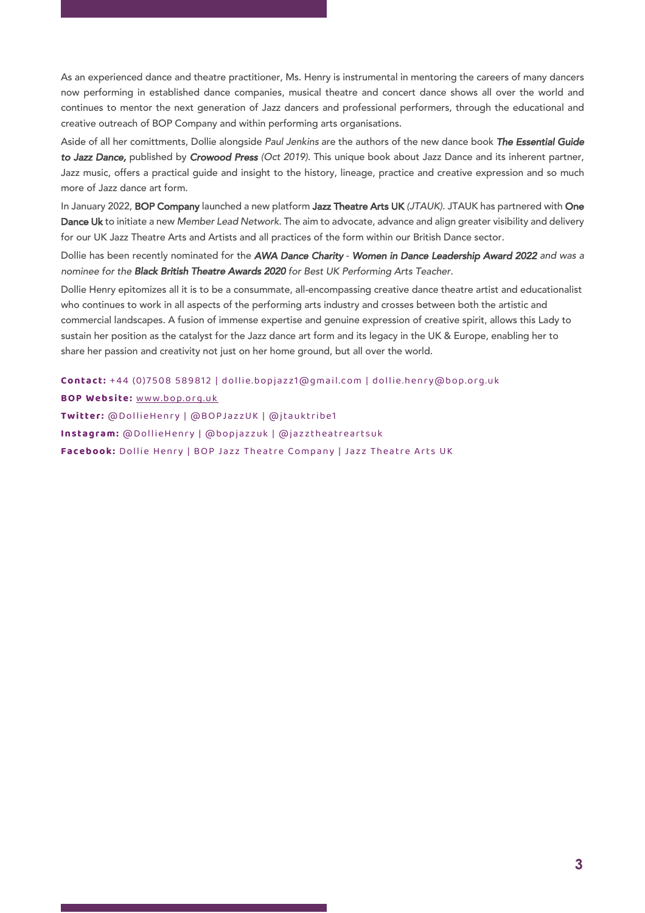As an experienced dance and theatre practitioner, Ms. Henry is instrumental in mentoring the careers of many dancers now performing in established dance companies, musical theatre and concert dance shows all over the world and continues to mentor the next generation of Jazz dancers and professional performers, through the educational and creative outreach of BOP Company and within performing arts organisations.

Aside of all her comittments, Dollie alongside *Paul Jenkins* are the authors of the new dance book ***The Essential Guide to Jazz Dance,*** published by ***Crowood Press*** *(Oct 2019)*. This unique book about Jazz Dance and its inherent partner, Jazz music, offers a practical guide and insight to the history, lineage, practice and creative expression and so much more of Jazz dance art form.

In January 2022, **BOP Company** launched a new platform **Jazz Theatre Arts UK** *(JTAUK)*. JTAUK has partnered with **One Dance Uk** to initiate a new *Member Lead Network*. The aim to advocate, advance and align greater visibility and delivery for our UK Jazz Theatre Arts and Artists and all practices of the form within our British Dance sector.

Dollie has been recently nominated for the ***AWA Dance Charity*** - ***Women in Dance Leadership Award 2022*** *and was a nominee for the* ***Black British Theatre Awards 2020*** *for Best UK Performing Arts Teacher*.

Dollie Henry epitomizes all it is to be a consummate, all-encompassing creative dance theatre artist and educationalist who continues to work in all aspects of the performing arts industry and crosses between both the artistic and commercial landscapes. A fusion of immense expertise and genuine expression of creative spirit, allows this Lady to sustain her position as the catalyst for the Jazz dance art form and its legacy in the UK & Europe, enabling her to share her passion and creativity not just on her home ground, but all over the world.

**Contact:** +44 (0)7508 589812 | dollie.bopjazz1@gmail.com | dollie.henry@bop.org.uk

**BOP Website:** www.bop.org.uk

**Twitter:** @DollieHenry | @BOPJazzUK | @jtauktribe1

**Instagram:** @DollieHenry | @bopjazzuk | @jazztheatreartsuk

**Facebook:** Dollie Henry | BOP Jazz Theatre Company | Jazz Theatre Arts UK